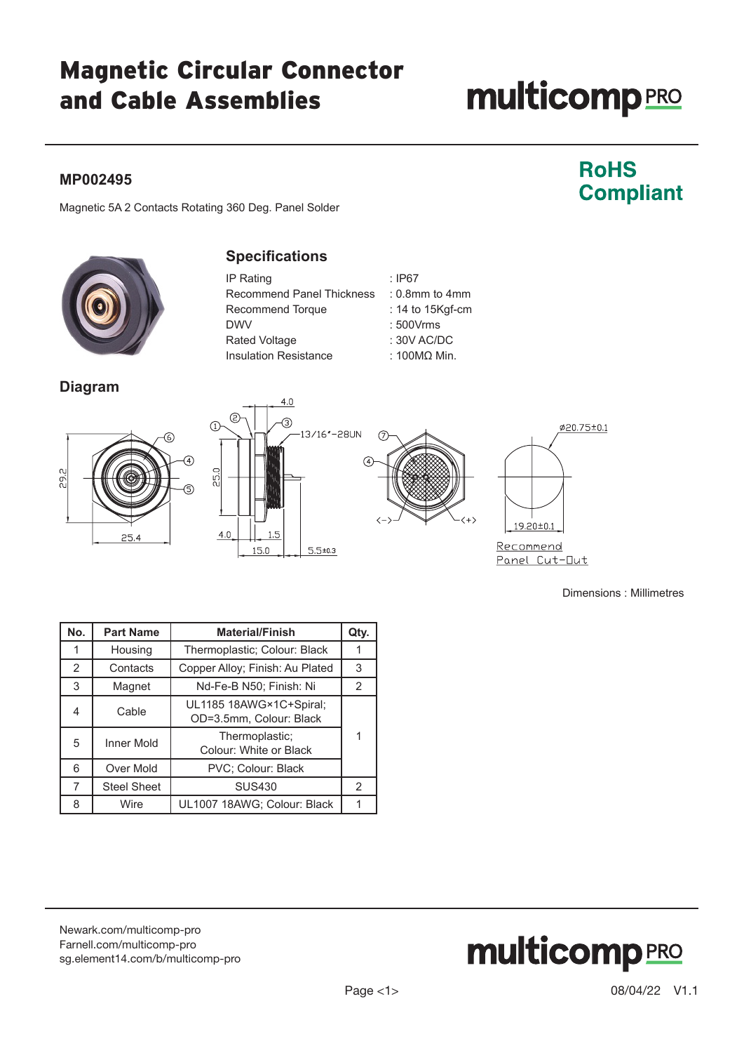# Magnetic Circular Connector and Cable Assemblies

**RoHS Compliant**

## MP002495

Magnetic 5A 2 Contacts Rotating 360 Deg. Panel Solder

## Specifications

| | |
|---|---|
| IP Rating | : IP67 |
| Recommend Panel Thickness | : 0.8mm to 4mm |
| Recommend Torque | : 14 to 15Kgf-cm |
| DWV | : 500Vrms |
| Rated Voltage | : 30V AC/DC |
| Insulation Resistance | : 100MΩ Min. |

## Diagram

Recommend Panel Cut-Out

Dimensions : Millimetres

| No. | Part Name | Material/Finish | Qty. |
|---|---|---|---|
| 1 | Housing | Thermoplastic; Colour: Black | 1 |
| 2 | Contacts | Copper Alloy; Finish: Au Plated | 3 |
| 3 | Magnet | Nd-Fe-B N50; Finish: Ni | 2 |
| 4 | Cable | UL1185 18AWG×1C+Spiral; OD=3.5mm, Colour: Black | 1 |
| 5 | Inner Mold | Thermoplastic; Colour: White or Black | |
| 6 | Over Mold | PVC; Colour: Black | |
| 7 | Steel Sheet | SUS430 | 2 |
| 8 | Wire | UL1007 18AWG; Colour: Black | 1 |

Newark.com/multicomp-pro
Farnell.com/multicomp-pro
sg.element14.com/b/multicomp-pro

08/04/22 V1.1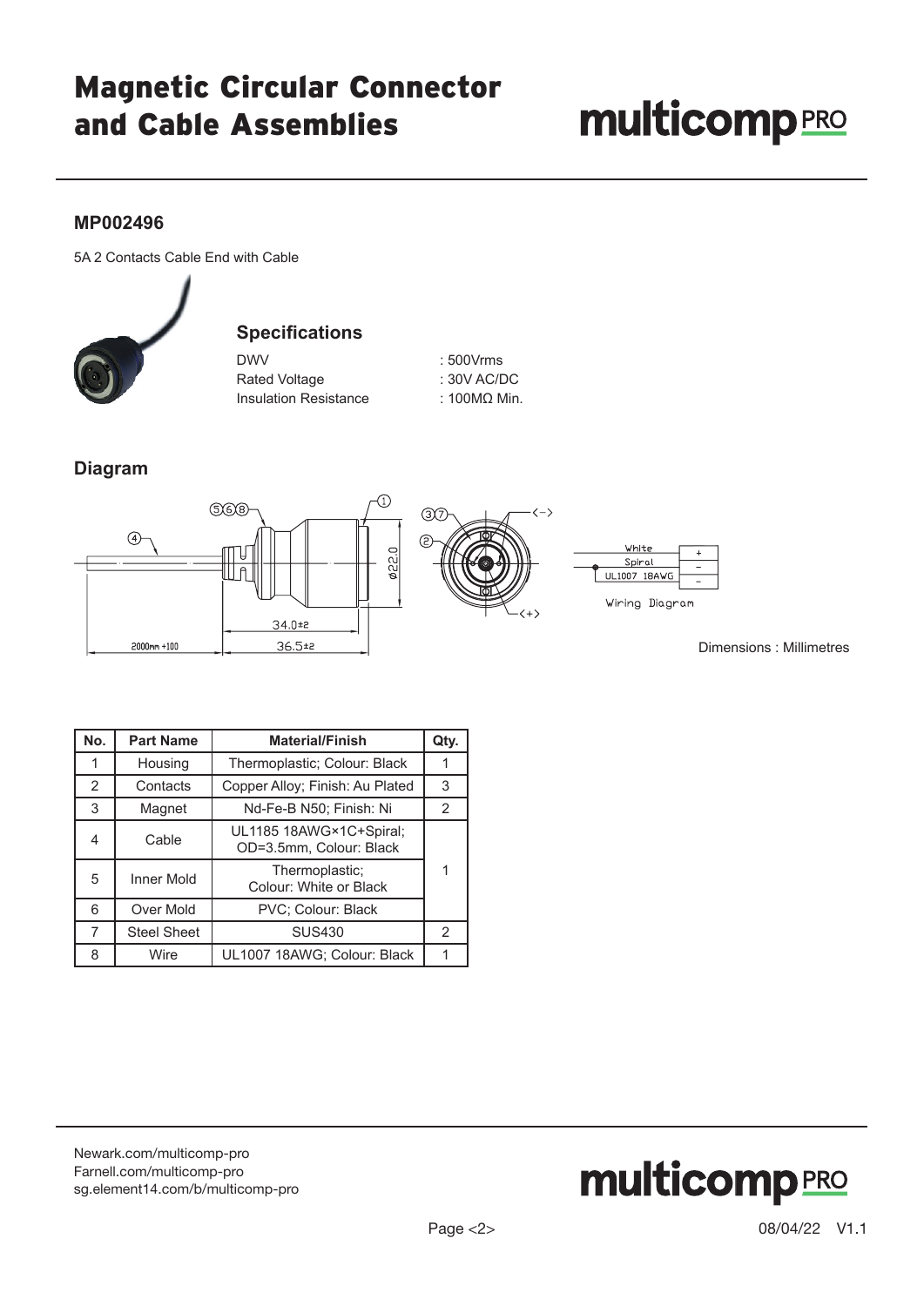# Magnetic Circular Connector and Cable Assemblies

## MP002496

5A 2 Contacts Cable End with Cable

### Specifications

| | |
|---|---|
| DWV | : 500Vrms |
| Rated Voltage | : 30V AC/DC |
| Insulation Resistance | : 100MΩ Min. |

### Diagram

Dimensions : Millimetres

| No. | Part Name | Material/Finish | Qty. |
|---|---|---|---|
| 1 | Housing | Thermoplastic; Colour: Black | 1 |
| 2 | Contacts | Copper Alloy; Finish: Au Plated | 3 |
| 3 | Magnet | Nd-Fe-B N50; Finish: Ni | 2 |
| 4 | Cable | UL1185 18AWG×1C+Spiral; OD=3.5mm, Colour: Black | 1 |
| 5 | Inner Mold | Thermoplastic; Colour: White or Black | 1 |
| 6 | Over Mold | PVC; Colour: Black | 1 |
| 7 | Steel Sheet | SUS430 | 2 |
| 8 | Wire | UL1007 18AWG; Colour: Black | 1 |

Newark.com/multicomp-pro
Farnell.com/multicomp-pro
sg.element14.com/b/multicomp-pro

08/04/22 V1.1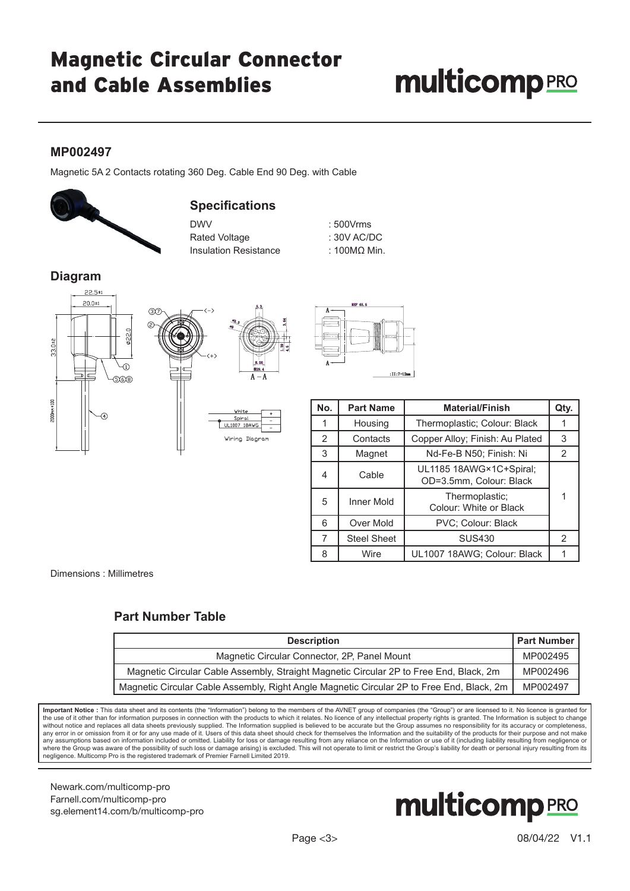# Magnetic Circular Connector and Cable Assemblies

## MP002497

Magnetic 5A 2 Contacts rotating 360 Deg. Cable End 90 Deg. with Cable

### Specifications

| | |
|---|---|
| DWV | : 500Vrms |
| Rated Voltage | : 30V AC/DC |
| Insulation Resistance | : 100MΩ Min. |

### Diagram

22.5±1
20.0±1
33.0±2
Ø22.0
2000mm±100
①
⑤⑥⑧
④
③⑦
②
(-)
(+)
5.3
A - A
8.56
REF 65.5
A
A
White
Spiral
UL1007 18AWG
+
-
-
Wiring Diagram

| No. | Part Name | Material/Finish | Qty. |
|---|---|---|---|
| 1 | Housing | Thermoplastic; Colour: Black | 1 |
| 2 | Contacts | Copper Alloy; Finish: Au Plated | 3 |
| 3 | Magnet | Nd-Fe-B N50; Finish: Ni | 2 |
| 4 | Cable | UL1185 18AWG×1C+Spiral; OD=3.5mm, Colour: Black | 1 |
| 5 | Inner Mold | Thermoplastic; Colour: White or Black | |
| 6 | Over Mold | PVC; Colour: Black | |
| 7 | Steel Sheet | SUS430 | 2 |
| 8 | Wire | UL1007 18AWG; Colour: Black | 1 |

Dimensions : Millimetres

### Part Number Table

| Description | Part Number |
|---|---|
| Magnetic Circular Connector, 2P, Panel Mount | MP002495 |
| Magnetic Circular Cable Assembly, Straight Magnetic Circular 2P to Free End, Black, 2m | MP002496 |
| Magnetic Circular Cable Assembly, Right Angle Magnetic Circular 2P to Free End, Black, 2m | MP002497 |

**Important Notice :** This data sheet and its contents (the "Information") belong to the members of the AVNET group of companies (the "Group") or are licensed to it. No licence is granted for the use of it other than for information purposes in connection with the products to which it relates. No licence of any intellectual property rights is granted. The Information is subject to change without notice and replaces all data sheets previously supplied. The Information supplied is believed to be accurate but the Group assumes no responsibility for its accuracy or completeness, any error in or omission from it or for any use made of it. Users of this data sheet should check for themselves the Information and the suitability of the products for their purpose and not make any assumptions based on information included or omitted. Liability for loss or damage resulting from any reliance on the Information or use of it (including liability resulting from negligence or where the Group was aware of the possibility of such loss or damage arising) is excluded. This will not operate to limit or restrict the Group's liability for death or personal injury resulting from its negligence. Multicomp Pro is the registered trademark of Premier Farnell Limited 2019.

Newark.com/multicomp-pro
Farnell.com/multicomp-pro
sg.element14.com/b/multicomp-pro

08/04/22 V1.1